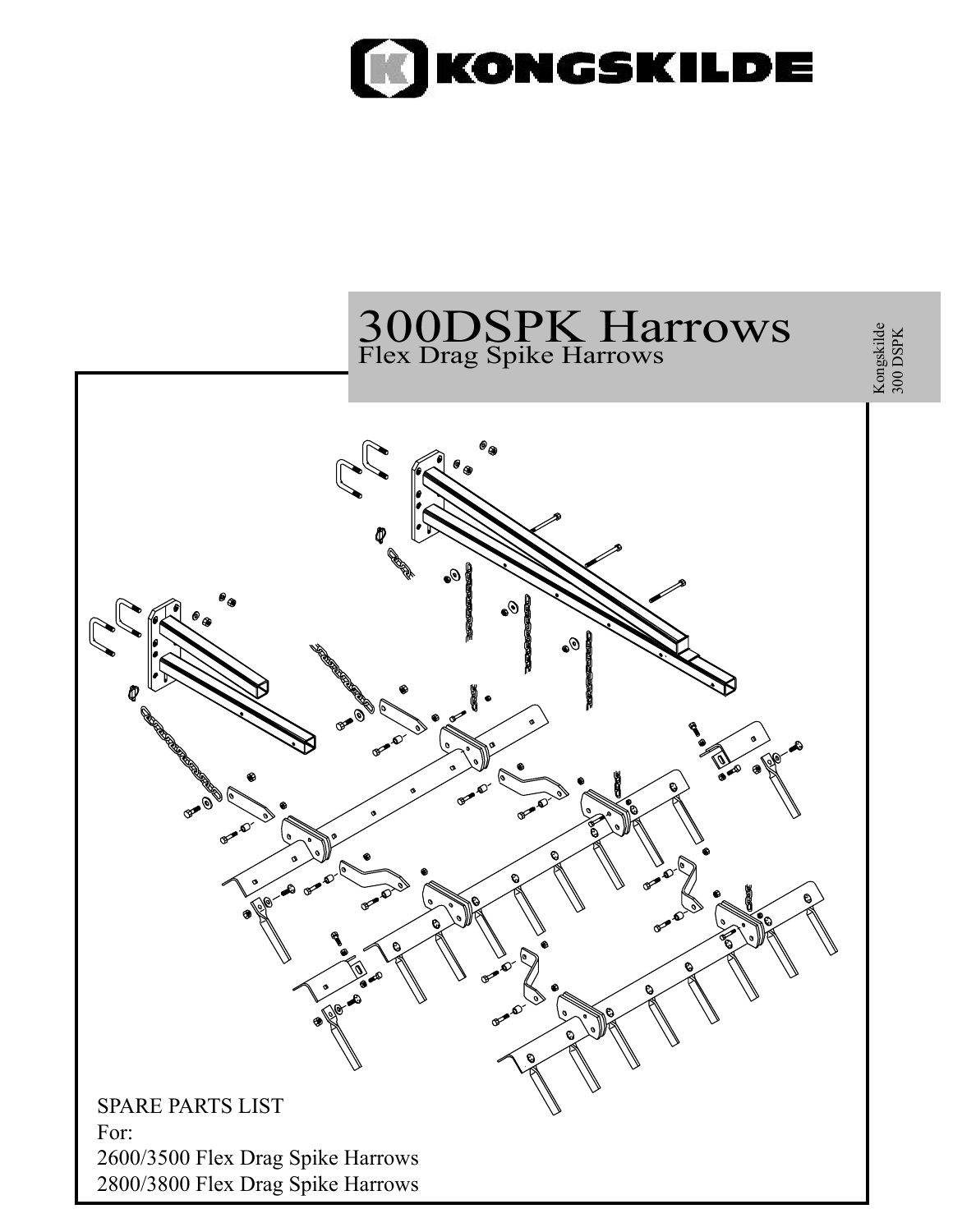# KONGSKILDE

# 300DSPK Harrows

## Flex Drag Spike Harrows

Kongskilde
300 DSPK

SPARE PARTS LIST
For:
2600/3500 Flex Drag Spike Harrows
2800/3800 Flex Drag Spike Harrows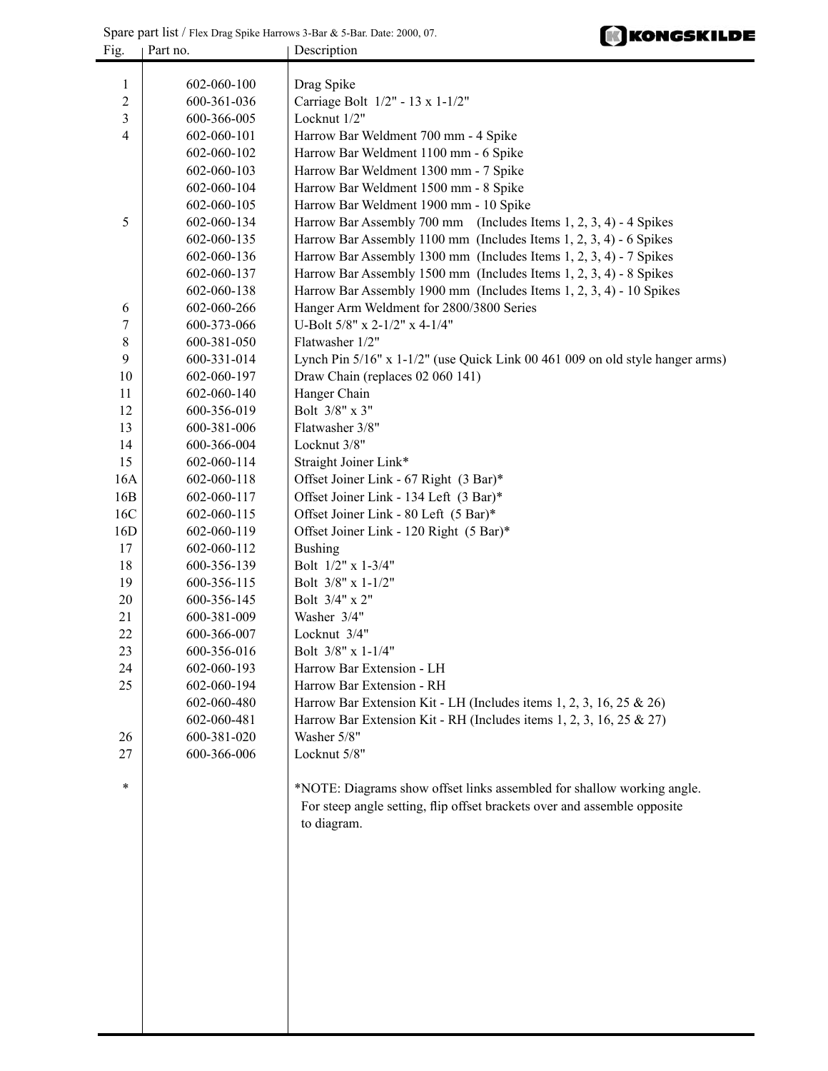Spare part list / Flex Drag Spike Harrows 3-Bar & 5-Bar. Date: 2000, 07.

KONGSKILDE

| Fig. | Part no. | Description |
|---|---|---|
| 1 | 602-060-100 | Drag Spike |
| 2 | 600-361-036 | Carriage Bolt 1/2" - 13 x 1-1/2" |
| 3 | 600-366-005 | Locknut 1/2" |
| 4 | 602-060-101 | Harrow Bar Weldment 700 mm - 4 Spike |
| | 602-060-102 | Harrow Bar Weldment 1100 mm - 6 Spike |
| | 602-060-103 | Harrow Bar Weldment 1300 mm - 7 Spike |
| | 602-060-104 | Harrow Bar Weldment 1500 mm - 8 Spike |
| | 602-060-105 | Harrow Bar Weldment 1900 mm - 10 Spike |
| 5 | 602-060-134 | Harrow Bar Assembly 700 mm (Includes Items 1, 2, 3, 4) - 4 Spikes |
| | 602-060-135 | Harrow Bar Assembly 1100 mm (Includes Items 1, 2, 3, 4) - 6 Spikes |
| | 602-060-136 | Harrow Bar Assembly 1300 mm (Includes Items 1, 2, 3, 4) - 7 Spikes |
| | 602-060-137 | Harrow Bar Assembly 1500 mm (Includes Items 1, 2, 3, 4) - 8 Spikes |
| | 602-060-138 | Harrow Bar Assembly 1900 mm (Includes Items 1, 2, 3, 4) - 10 Spikes |
| 6 | 602-060-266 | Hanger Arm Weldment for 2800/3800 Series |
| 7 | 600-373-066 | U-Bolt 5/8" x 2-1/2" x 4-1/4" |
| 8 | 600-381-050 | Flatwasher 1/2" |
| 9 | 600-331-014 | Lynch Pin 5/16" x 1-1/2" (use Quick Link 00 461 009 on old style hanger arms) |
| 10 | 602-060-197 | Draw Chain (replaces 02 060 141) |
| 11 | 602-060-140 | Hanger Chain |
| 12 | 600-356-019 | Bolt 3/8" x 3" |
| 13 | 600-381-006 | Flatwasher 3/8" |
| 14 | 600-366-004 | Locknut 3/8" |
| 15 | 602-060-114 | Straight Joiner Link* |
| 16A | 602-060-118 | Offset Joiner Link - 67 Right (3 Bar)* |
| 16B | 602-060-117 | Offset Joiner Link - 134 Left (3 Bar)* |
| 16C | 602-060-115 | Offset Joiner Link - 80 Left (5 Bar)* |
| 16D | 602-060-119 | Offset Joiner Link - 120 Right (5 Bar)* |
| 17 | 602-060-112 | Bushing |
| 18 | 600-356-139 | Bolt 1/2" x 1-3/4" |
| 19 | 600-356-115 | Bolt 3/8" x 1-1/2" |
| 20 | 600-356-145 | Bolt 3/4" x 2" |
| 21 | 600-381-009 | Washer 3/4" |
| 22 | 600-366-007 | Locknut 3/4" |
| 23 | 600-356-016 | Bolt 3/8" x 1-1/4" |
| 24 | 602-060-193 | Harrow Bar Extension - LH |
| 25 | 602-060-194 | Harrow Bar Extension - RH |
| | 602-060-480 | Harrow Bar Extension Kit - LH (Includes items 1, 2, 3, 16, 25 & 26) |
| | 602-060-481 | Harrow Bar Extension Kit - RH (Includes items 1, 2, 3, 16, 25 & 27) |
| 26 | 600-381-020 | Washer 5/8" |
| 27 | 600-366-006 | Locknut 5/8" |
| * | | *NOTE: Diagrams show offset links assembled for shallow working angle. For steep angle setting, flip offset brackets over and assemble opposite to diagram. |